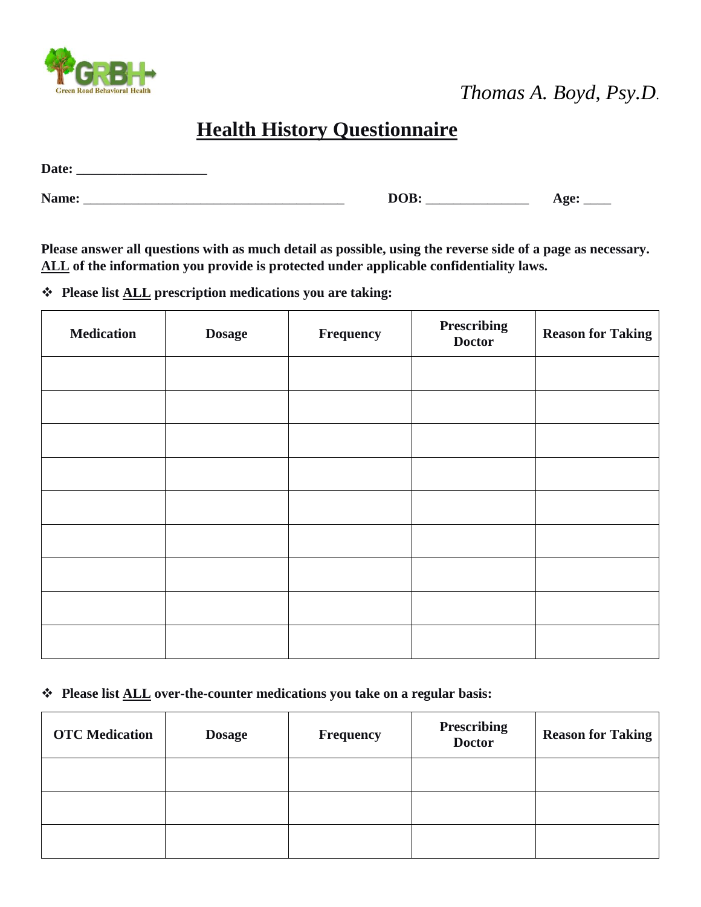Green Road Behavioral Health

*Thomas A. Boyd, Psy.D.*

# Health History Questionnaire

**Date:** ___________________

**Name:** _______________________________________ **DOB:** _______________ **Age:** ____

**Please answer all questions with as much detail as possible, using the reverse side of a page as necessary. ALL of the information you provide is protected under applicable confidentiality laws.**

- **Please list ALL prescription medications you are taking:**

| Medication | Dosage | Frequency | Prescribing Doctor | Reason for Taking |
|---|---|---|---|---|
| | | | | |
| | | | | |
| | | | | |
| | | | | |
| | | | | |
| | | | | |
| | | | | |
| | | | | |
| | | | | |

- **Please list ALL over-the-counter medications you take on a regular basis:**

| OTC Medication | Dosage | Frequency | Prescribing Doctor | Reason for Taking |
|---|---|---|---|---|
| | | | | |
| | | | | |
| | | | | |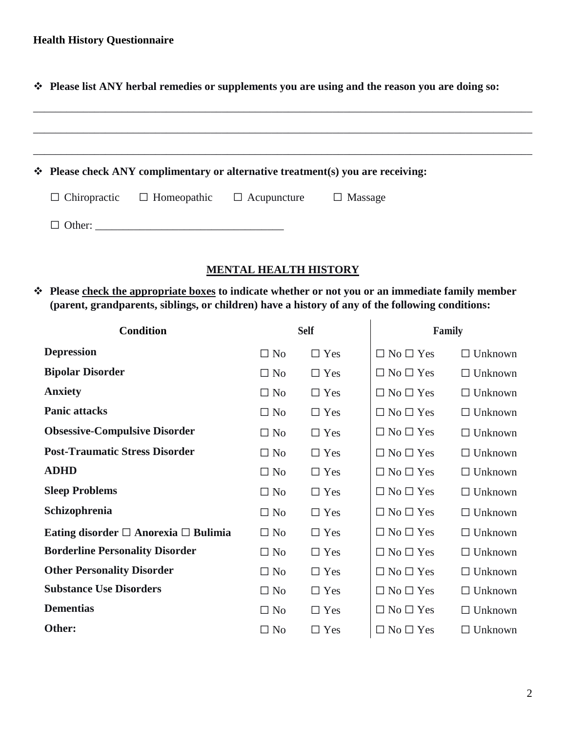**Health History Questionnaire**

- **Please list ANY herbal remedies or supplements you are using and the reason you are doing so:**

_______________________________________________________________________________________________

_______________________________________________________________________________________________

_______________________________________________________________________________________________

- **Please check ANY complimentary or alternative treatment(s) you are receiving:**

  ☐ Chiropractic ☐ Homeopathic ☐ Acupuncture ☐ Massage

  ☐ Other: ___________________________________

## MENTAL HEALTH HISTORY

- **Please check the appropriate boxes to indicate whether or not you or an immediate family member (parent, grandparents, siblings, or children) have a history of any of the following conditions:**

| Condition | Self | | Family | |
|---|---|---|---|---|
| **Depression** | ☐ No | ☐ Yes | ☐ No ☐ Yes | ☐ Unknown |
| **Bipolar Disorder** | ☐ No | ☐ Yes | ☐ No ☐ Yes | ☐ Unknown |
| **Anxiety** | ☐ No | ☐ Yes | ☐ No ☐ Yes | ☐ Unknown |
| **Panic attacks** | ☐ No | ☐ Yes | ☐ No ☐ Yes | ☐ Unknown |
| **Obsessive-Compulsive Disorder** | ☐ No | ☐ Yes | ☐ No ☐ Yes | ☐ Unknown |
| **Post-Traumatic Stress Disorder** | ☐ No | ☐ Yes | ☐ No ☐ Yes | ☐ Unknown |
| **ADHD** | ☐ No | ☐ Yes | ☐ No ☐ Yes | ☐ Unknown |
| **Sleep Problems** | ☐ No | ☐ Yes | ☐ No ☐ Yes | ☐ Unknown |
| **Schizophrenia** | ☐ No | ☐ Yes | ☐ No ☐ Yes | ☐ Unknown |
| **Eating disorder ☐ Anorexia ☐ Bulimia** | ☐ No | ☐ Yes | ☐ No ☐ Yes | ☐ Unknown |
| **Borderline Personality Disorder** | ☐ No | ☐ Yes | ☐ No ☐ Yes | ☐ Unknown |
| **Other Personality Disorder** | ☐ No | ☐ Yes | ☐ No ☐ Yes | ☐ Unknown |
| **Substance Use Disorders** | ☐ No | ☐ Yes | ☐ No ☐ Yes | ☐ Unknown |
| **Dementias** | ☐ No | ☐ Yes | ☐ No ☐ Yes | ☐ Unknown |
| **Other:** | ☐ No | ☐ Yes | ☐ No ☐ Yes | ☐ Unknown |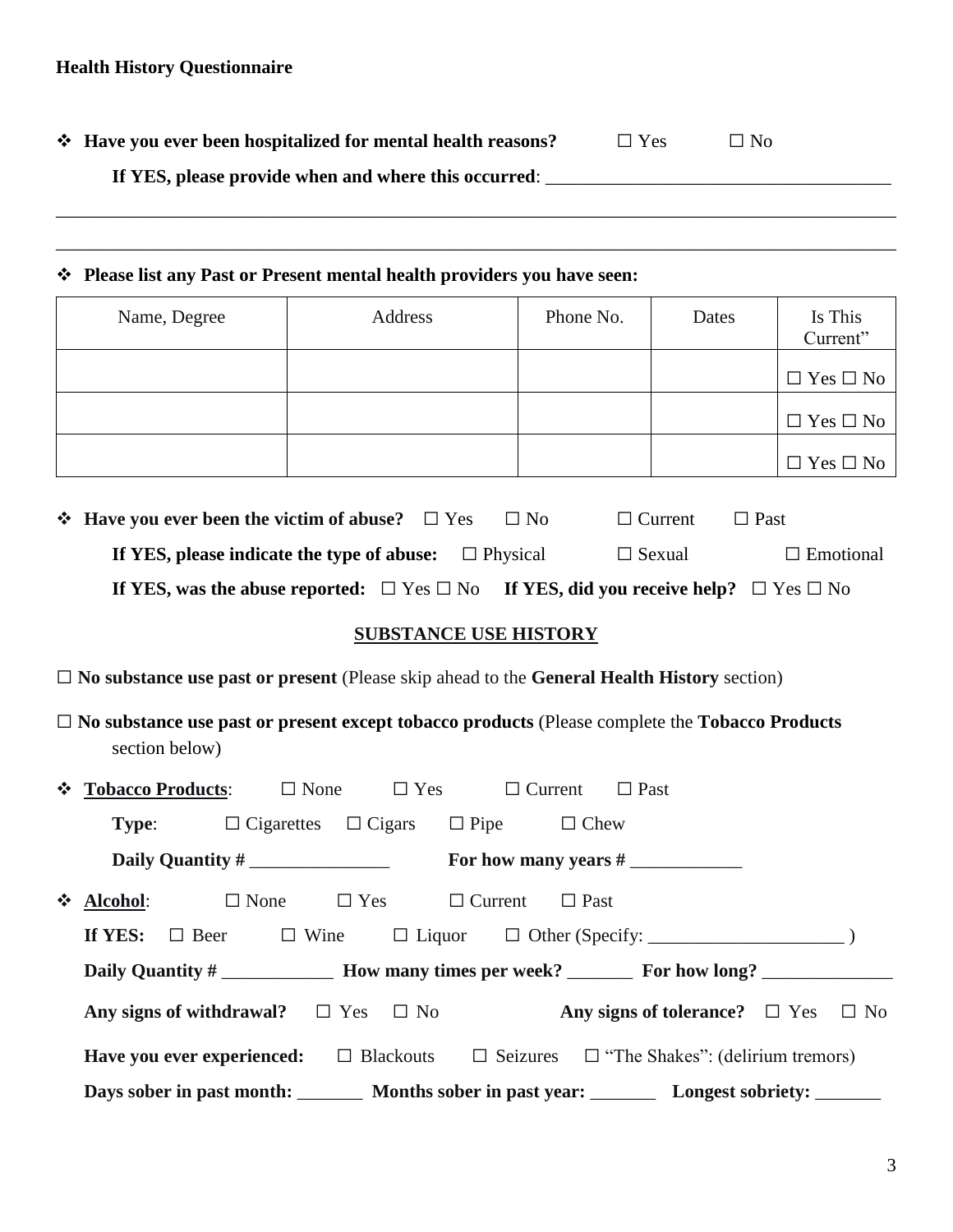**Health History Questionnaire**

- **Have you ever been hospitalized for mental health reasons?** ☐ Yes ☐ No

  **If YES, please provide when and where this occurred**: ______________________________________

______________________________________________________________________________________

______________________________________________________________________________________

- **Please list any Past or Present mental health providers you have seen:**

| Name, Degree | Address | Phone No. | Dates | Is This Current” |
|---|---|---|---|---|
| | | | | ☐ Yes ☐ No |
| | | | | ☐ Yes ☐ No |
| | | | | ☐ Yes ☐ No |

- **Have you ever been the victim of abuse?** ☐ Yes ☐ No ☐ Current ☐ Past

  **If YES, please indicate the type of abuse:** ☐ Physical ☐ Sexual ☐ Emotional

  **If YES, was the abuse reported:** ☐ Yes ☐ No **If YES, did you receive help?** ☐ Yes ☐ No

## SUBSTANCE USE HISTORY

☐ **No substance use past or present** (Please skip ahead to the **General Health History** section)

☐ **No substance use past or present except tobacco products** (Please complete the **Tobacco Products** section below)

- **Tobacco Products**: ☐ None ☐ Yes ☐ Current ☐ Past

  **Type**: ☐ Cigarettes ☐ Cigars ☐ Pipe ☐ Chew

  **Daily Quantity #** _______________ **For how many years #** ____________

- **Alcohol**: ☐ None ☐ Yes ☐ Current ☐ Past

  **If YES:** ☐ Beer ☐ Wine ☐ Liquor ☐ Other (Specify: _____________________ )

  **Daily Quantity #** ____________ **How many times per week?** _______ **For how long?** ______________

  **Any signs of withdrawal?** ☐ Yes ☐ No **Any signs of tolerance?** ☐ Yes ☐ No

  **Have you ever experienced:** ☐ Blackouts ☐ Seizures ☐ “The Shakes”: (delirium tremors)

  **Days sober in past month:** _______ **Months sober in past year:** _______ **Longest sobriety:** _______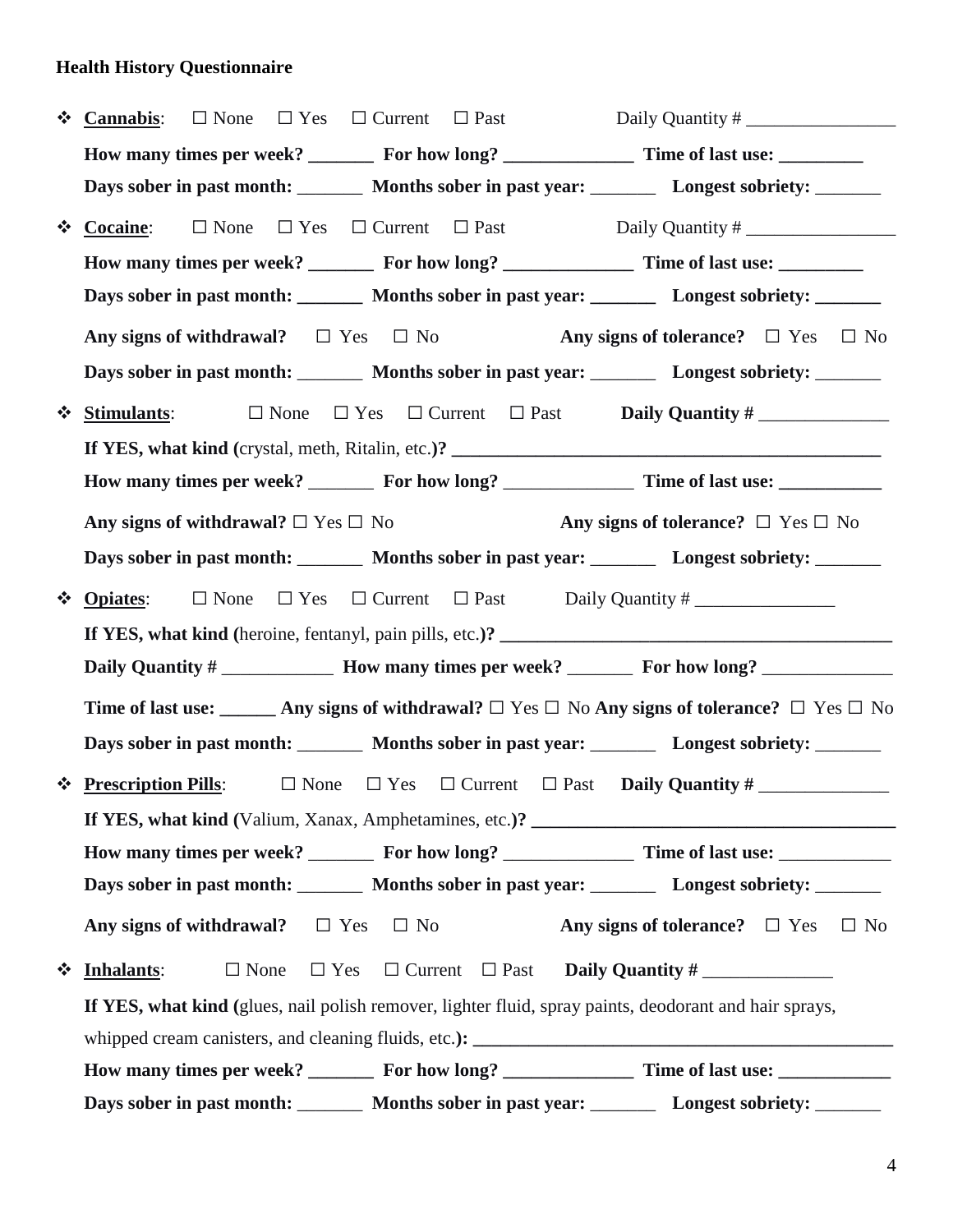**Health History Questionnaire**

- **Cannabis**: ☐ None ☐ Yes ☐ Current ☐ Past Daily Quantity # ________________

  **How many times per week? _______ For how long? ______________ Time of last use: _________**

  **Days sober in past month:** _______ **Months sober in past year:** _______ **Longest sobriety:** _______

- **Cocaine**: ☐ None ☐ Yes ☐ Current ☐ Past Daily Quantity # ________________

  **How many times per week? _______ For how long? ______________ Time of last use: _________**

  **Days sober in past month: _______ Months sober in past year: _______ Longest sobriety: _______**

  **Any signs of withdrawal?** ☐ Yes ☐ No **Any signs of tolerance?** ☐ Yes ☐ No

  **Days sober in past month:** _______ **Months sober in past year:** _______ **Longest sobriety:** _______

- **Stimulants**: ☐ None ☐ Yes ☐ Current ☐ Past **Daily Quantity #** ______________

  **If YES, what kind (**crystal, meth, Ritalin, etc.**)? _______________________________________________**

  **How many times per week?** _______ **For how long?** ______________ **Time of last use: ___________**

  **Any signs of withdrawal?** ☐ Yes ☐ No **Any signs of tolerance?** ☐ Yes ☐ No

  **Days sober in past month:** _______ **Months sober in past year:** _______ **Longest sobriety:** _______

- **Opiates**: ☐ None ☐ Yes ☐ Current ☐ Past Daily Quantity # _______________

  **If YES, what kind (**heroine, fentanyl, pain pills, etc.**)? ___________________________________________**

  **Daily Quantity #** ____________ **How many times per week?** _______ **For how long?** ______________

  **Time of last use: ______ Any signs of withdrawal?** ☐ Yes ☐ No **Any signs of tolerance?** ☐ Yes ☐ No

  **Days sober in past month:** _______ **Months sober in past year:** _______ **Longest sobriety:** _______

- **Prescription Pills**: ☐ None ☐ Yes ☐ Current ☐ Past **Daily Quantity #** ______________

  **If YES, what kind (**Valium, Xanax, Amphetamines, etc.**)? _______________________________________**

  **How many times per week?** _______ **For how long?** ______________ **Time of last use:** ____________

  **Days sober in past month:** _______ **Months sober in past year:** _______ **Longest sobriety:** _______

  **Any signs of withdrawal?** ☐ Yes ☐ No **Any signs of tolerance?** ☐ Yes ☐ No

- **Inhalants**: ☐ None ☐ Yes ☐ Current ☐ Past **Daily Quantity #** ______________

  **If YES, what kind (**glues, nail polish remover, lighter fluid, spray paints, deodorant and hair sprays, whipped cream canisters, and cleaning fluids, etc.**): _____________________________________________**

  **How many times per week? _______ For how long? ______________ Time of last use: ____________**

  **Days sober in past month:** _______ **Months sober in past year:** _______ **Longest sobriety:** _______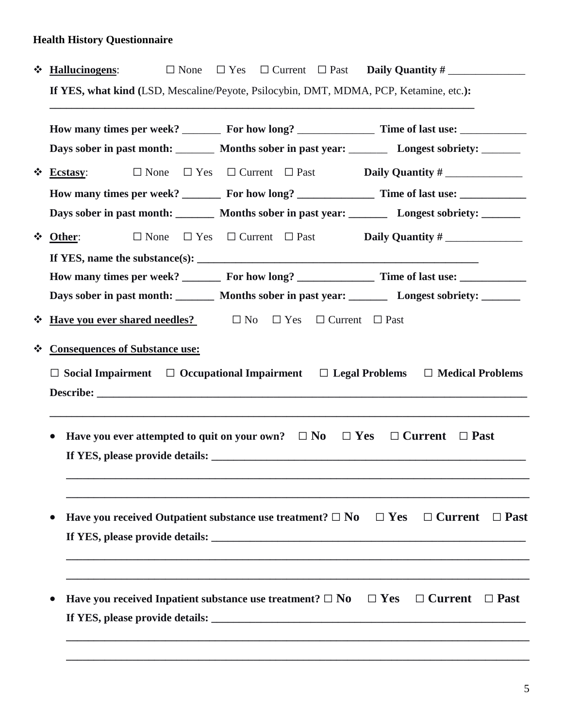**Health History Questionnaire**

- **Hallucinogens**: ☐ None ☐ Yes ☐ Current ☐ Past **Daily Quantity #** ______________

  **If YES, what kind (**LSD, Mescaline/Peyote, Psilocybin, DMT, MDMA, PCP, Ketamine, etc.**):**
  ________________________________________________________________________________

  **How many times per week?** _______ **For how long?** ______________ **Time of last use:** ____________

  **Days sober in past month:** _______ **Months sober in past year:** _______ **Longest sobriety:** _______

- **Ecstasy**: ☐ None ☐ Yes ☐ Current ☐ Past **Daily Quantity #** ______________

  **How many times per week?** _______ **For how long?** ______________ **Time of last use:** ____________

  **Days sober in past month:** _______ **Months sober in past year:** _______ **Longest sobriety:** _______

- **Other**: ☐ None ☐ Yes ☐ Current ☐ Past **Daily Quantity #** ______________

  **If YES, name the substance(s):** ____________________________________________________

  **How many times per week?** _______ **For how long?** ______________ **Time of last use:** ____________

  **Days sober in past month:** _______ **Months sober in past year:** _______ **Longest sobriety:** _______

- **Have you ever shared needles?** ☐ No ☐ Yes ☐ Current ☐ Past

- **Consequences of Substance use:**

  ☐ **Social Impairment** ☐ **Occupational Impairment** ☐ **Legal Problems** ☐ **Medical Problems**

  **Describe:** ________________________________________________________________________________
  ________________________________________________________________________________

  - **Have you ever attempted to quit on your own?** ☐ **No** ☐ **Yes** ☐ **Current** ☐ **Past**

    **If YES, please provide details:** ____________________________________________________________
    ________________________________________________________________________________
    ________________________________________________________________________________

  - **Have you received Outpatient substance use treatment?** ☐ **No** ☐ **Yes** ☐ **Current** ☐ **Past**

    **If YES, please provide details:** ____________________________________________________________
    ________________________________________________________________________________
    ________________________________________________________________________________

  - **Have you received Inpatient substance use treatment?** ☐ **No** ☐ **Yes** ☐ **Current** ☐ **Past**

    **If YES, please provide details:** ____________________________________________________________
    ________________________________________________________________________________
    ________________________________________________________________________________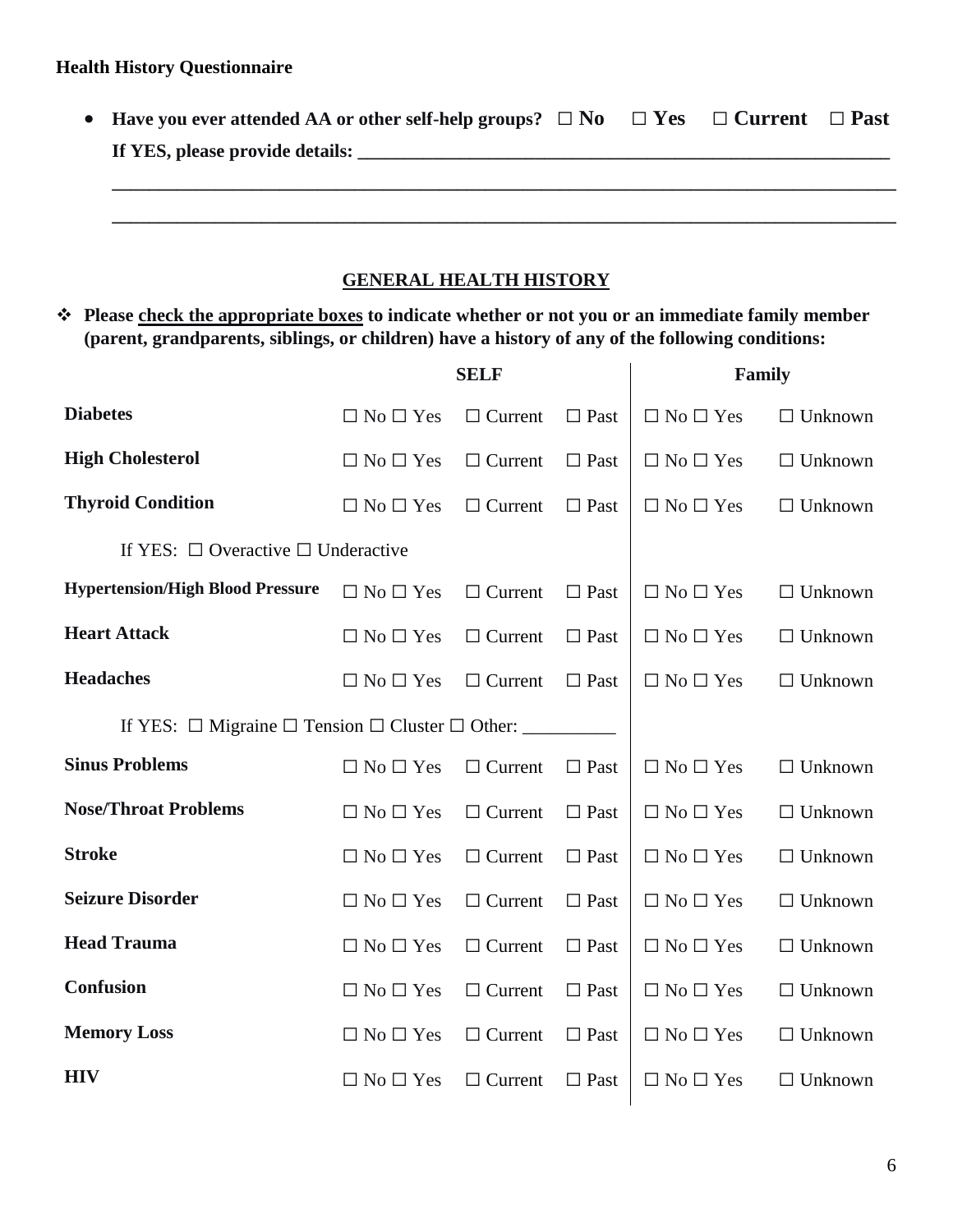**Health History Questionnaire**

- **Have you ever attended AA or other self-help groups? ☐ No ☐ Yes ☐ Current ☐ Past**
  **If YES, please provide details: ___________________________________________________________**
  **_____________________________________________________________________________________**
  **_____________________________________________________________________________________**

## GENERAL HEALTH HISTORY

❖ **Please <u>check the appropriate boxes</u> to indicate whether or not you or an immediate family member (parent, grandparents, siblings, or children) have a history of any of the following conditions:**

| | **SELF** | | | **Family** | |
|---|---|---|---|---|---|
| **Diabetes** | ☐ No ☐ Yes | ☐ Current | ☐ Past | ☐ No ☐ Yes | ☐ Unknown |
| **High Cholesterol** | ☐ No ☐ Yes | ☐ Current | ☐ Past | ☐ No ☐ Yes | ☐ Unknown |
| **Thyroid Condition** | ☐ No ☐ Yes | ☐ Current | ☐ Past | ☐ No ☐ Yes | ☐ Unknown |
| If YES: ☐ Overactive ☐ Underactive | | | | | |
| **Hypertension/High Blood Pressure** | ☐ No ☐ Yes | ☐ Current | ☐ Past | ☐ No ☐ Yes | ☐ Unknown |
| **Heart Attack** | ☐ No ☐ Yes | ☐ Current | ☐ Past | ☐ No ☐ Yes | ☐ Unknown |
| **Headaches** | ☐ No ☐ Yes | ☐ Current | ☐ Past | ☐ No ☐ Yes | ☐ Unknown |
| If YES: ☐ Migraine ☐ Tension ☐ Cluster ☐ Other: __________ | | | | | |
| **Sinus Problems** | ☐ No ☐ Yes | ☐ Current | ☐ Past | ☐ No ☐ Yes | ☐ Unknown |
| **Nose/Throat Problems** | ☐ No ☐ Yes | ☐ Current | ☐ Past | ☐ No ☐ Yes | ☐ Unknown |
| **Stroke** | ☐ No ☐ Yes | ☐ Current | ☐ Past | ☐ No ☐ Yes | ☐ Unknown |
| **Seizure Disorder** | ☐ No ☐ Yes | ☐ Current | ☐ Past | ☐ No ☐ Yes | ☐ Unknown |
| **Head Trauma** | ☐ No ☐ Yes | ☐ Current | ☐ Past | ☐ No ☐ Yes | ☐ Unknown |
| **Confusion** | ☐ No ☐ Yes | ☐ Current | ☐ Past | ☐ No ☐ Yes | ☐ Unknown |
| **Memory Loss** | ☐ No ☐ Yes | ☐ Current | ☐ Past | ☐ No ☐ Yes | ☐ Unknown |
| **HIV** | ☐ No ☐ Yes | ☐ Current | ☐ Past | ☐ No ☐ Yes | ☐ Unknown |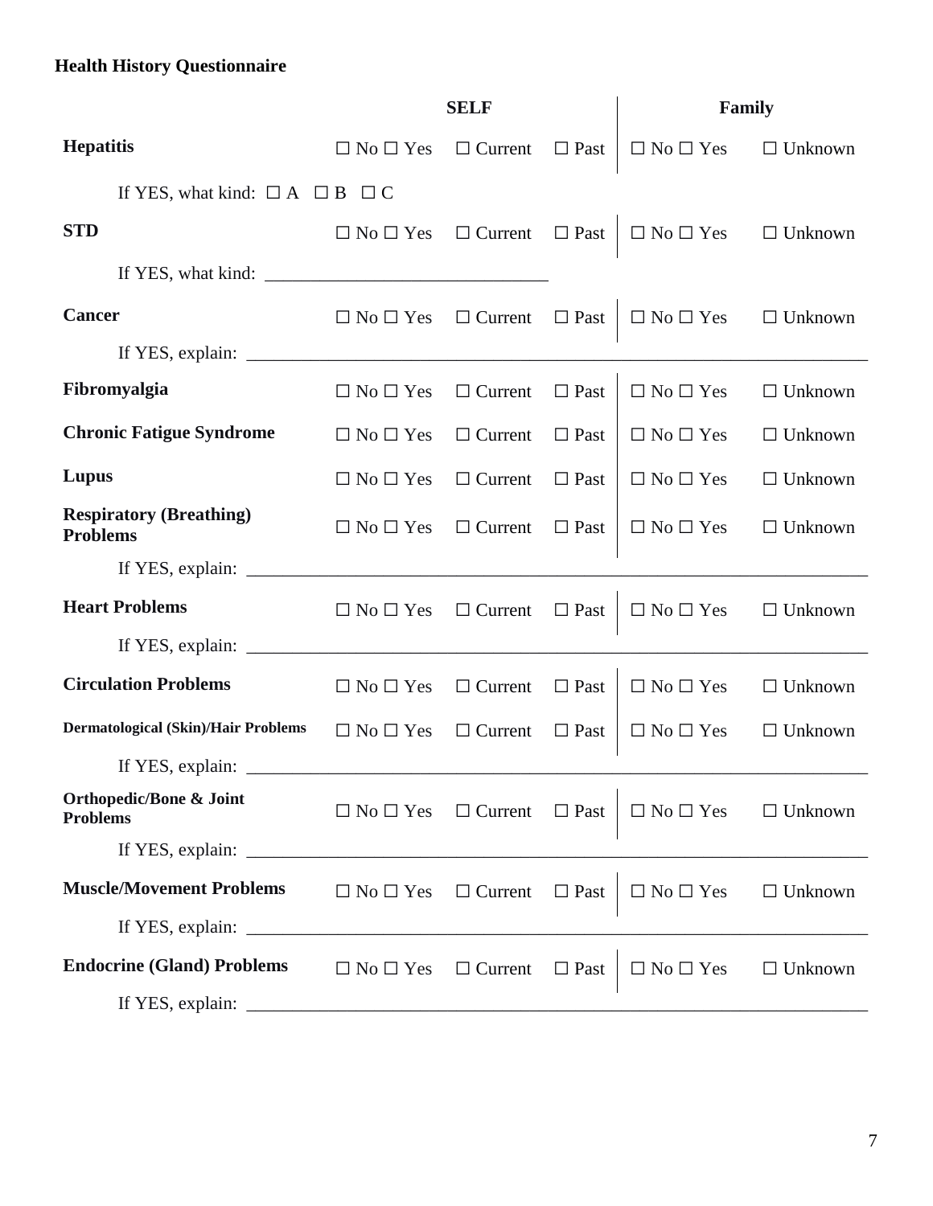**Health History Questionnaire**

| | SELF | | | Family | |
|---|---|---|---|---|---|
| **Hepatitis** | ☐ No ☐ Yes | ☐ Current | ☐ Past | ☐ No ☐ Yes | ☐ Unknown |
| If YES, what kind: ☐ A ☐ B ☐ C | | | | | |
| **STD** | ☐ No ☐ Yes | ☐ Current | ☐ Past | ☐ No ☐ Yes | ☐ Unknown |
| If YES, what kind: ______________________________ | | | | | |
| **Cancer** | ☐ No ☐ Yes | ☐ Current | ☐ Past | ☐ No ☐ Yes | ☐ Unknown |
| If YES, explain: ______________________________ | | | | | |
| **Fibromyalgia** | ☐ No ☐ Yes | ☐ Current | ☐ Past | ☐ No ☐ Yes | ☐ Unknown |
| **Chronic Fatigue Syndrome** | ☐ No ☐ Yes | ☐ Current | ☐ Past | ☐ No ☐ Yes | ☐ Unknown |
| **Lupus** | ☐ No ☐ Yes | ☐ Current | ☐ Past | ☐ No ☐ Yes | ☐ Unknown |
| **Respiratory (Breathing) Problems** | ☐ No ☐ Yes | ☐ Current | ☐ Past | ☐ No ☐ Yes | ☐ Unknown |
| If YES, explain: ______________________________ | | | | | |
| **Heart Problems** | ☐ No ☐ Yes | ☐ Current | ☐ Past | ☐ No ☐ Yes | ☐ Unknown |
| If YES, explain: ______________________________ | | | | | |
| **Circulation Problems** | ☐ No ☐ Yes | ☐ Current | ☐ Past | ☐ No ☐ Yes | ☐ Unknown |
| **Dermatological (Skin)/Hair Problems** | ☐ No ☐ Yes | ☐ Current | ☐ Past | ☐ No ☐ Yes | ☐ Unknown |
| If YES, explain: ______________________________ | | | | | |
| **Orthopedic/Bone & Joint Problems** | ☐ No ☐ Yes | ☐ Current | ☐ Past | ☐ No ☐ Yes | ☐ Unknown |
| If YES, explain: ______________________________ | | | | | |
| **Muscle/Movement Problems** | ☐ No ☐ Yes | ☐ Current | ☐ Past | ☐ No ☐ Yes | ☐ Unknown |
| If YES, explain: ______________________________ | | | | | |
| **Endocrine (Gland) Problems** | ☐ No ☐ Yes | ☐ Current | ☐ Past | ☐ No ☐ Yes | ☐ Unknown |
| If YES, explain: ______________________________ | | | | | |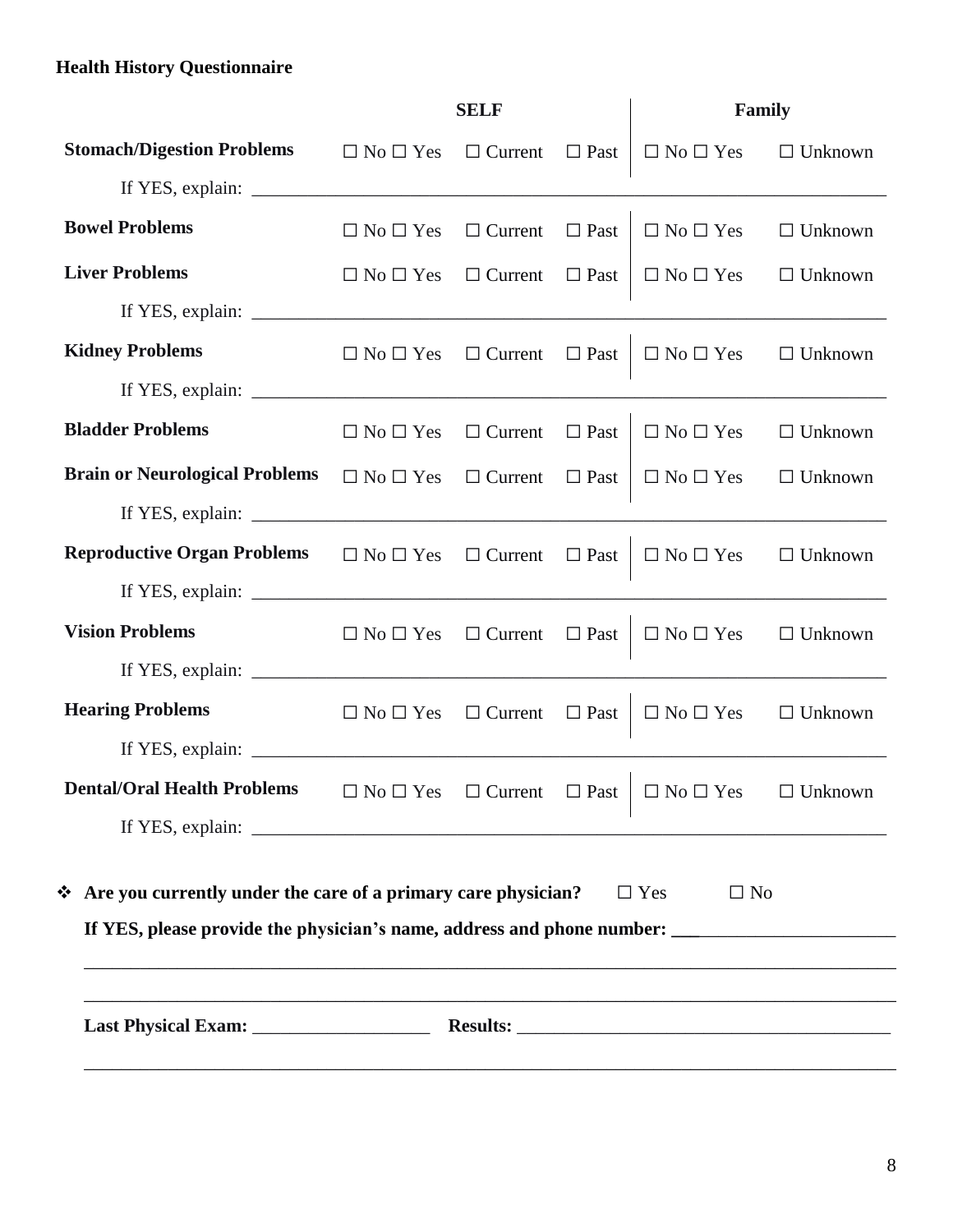**Health History Questionnaire**

| | SELF | | | Family | |
|---|---|---|---|---|---|
| **Stomach/Digestion Problems** | ☐ No ☐ Yes | ☐ Current | ☐ Past | ☐ No ☐ Yes | ☐ Unknown |

If YES, explain: ______________________________________________________________________

| | | | | | |
|---|---|---|---|---|---|
| **Bowel Problems** | ☐ No ☐ Yes | ☐ Current | ☐ Past | ☐ No ☐ Yes | ☐ Unknown |
| **Liver Problems** | ☐ No ☐ Yes | ☐ Current | ☐ Past | ☐ No ☐ Yes | ☐ Unknown |

If YES, explain: ______________________________________________________________________

| | | | | | |
|---|---|---|---|---|---|
| **Kidney Problems** | ☐ No ☐ Yes | ☐ Current | ☐ Past | ☐ No ☐ Yes | ☐ Unknown |

If YES, explain: ______________________________________________________________________

| | | | | | |
|---|---|---|---|---|---|
| **Bladder Problems** | ☐ No ☐ Yes | ☐ Current | ☐ Past | ☐ No ☐ Yes | ☐ Unknown |
| **Brain or Neurological Problems** | ☐ No ☐ Yes | ☐ Current | ☐ Past | ☐ No ☐ Yes | ☐ Unknown |

If YES, explain: ______________________________________________________________________

| | | | | | |
|---|---|---|---|---|---|
| **Reproductive Organ Problems** | ☐ No ☐ Yes | ☐ Current | ☐ Past | ☐ No ☐ Yes | ☐ Unknown |

If YES, explain: ______________________________________________________________________

| | | | | | |
|---|---|---|---|---|---|
| **Vision Problems** | ☐ No ☐ Yes | ☐ Current | ☐ Past | ☐ No ☐ Yes | ☐ Unknown |

If YES, explain: ______________________________________________________________________

| | | | | | |
|---|---|---|---|---|---|
| **Hearing Problems** | ☐ No ☐ Yes | ☐ Current | ☐ Past | ☐ No ☐ Yes | ☐ Unknown |

If YES, explain: ______________________________________________________________________

| | | | | | |
|---|---|---|---|---|---|
| **Dental/Oral Health Problems** | ☐ No ☐ Yes | ☐ Current | ☐ Past | ☐ No ☐ Yes | ☐ Unknown |

If YES, explain: ______________________________________________________________________

- **Are you currently under the care of a primary care physician?** ☐ Yes ☐ No

  **If YES, please provide the physician's name, address and phone number:** ___________________________

  ______________________________________________________________________________________

  ______________________________________________________________________________________

  **Last Physical Exam:** ___________________ **Results:** ________________________________________

  ______________________________________________________________________________________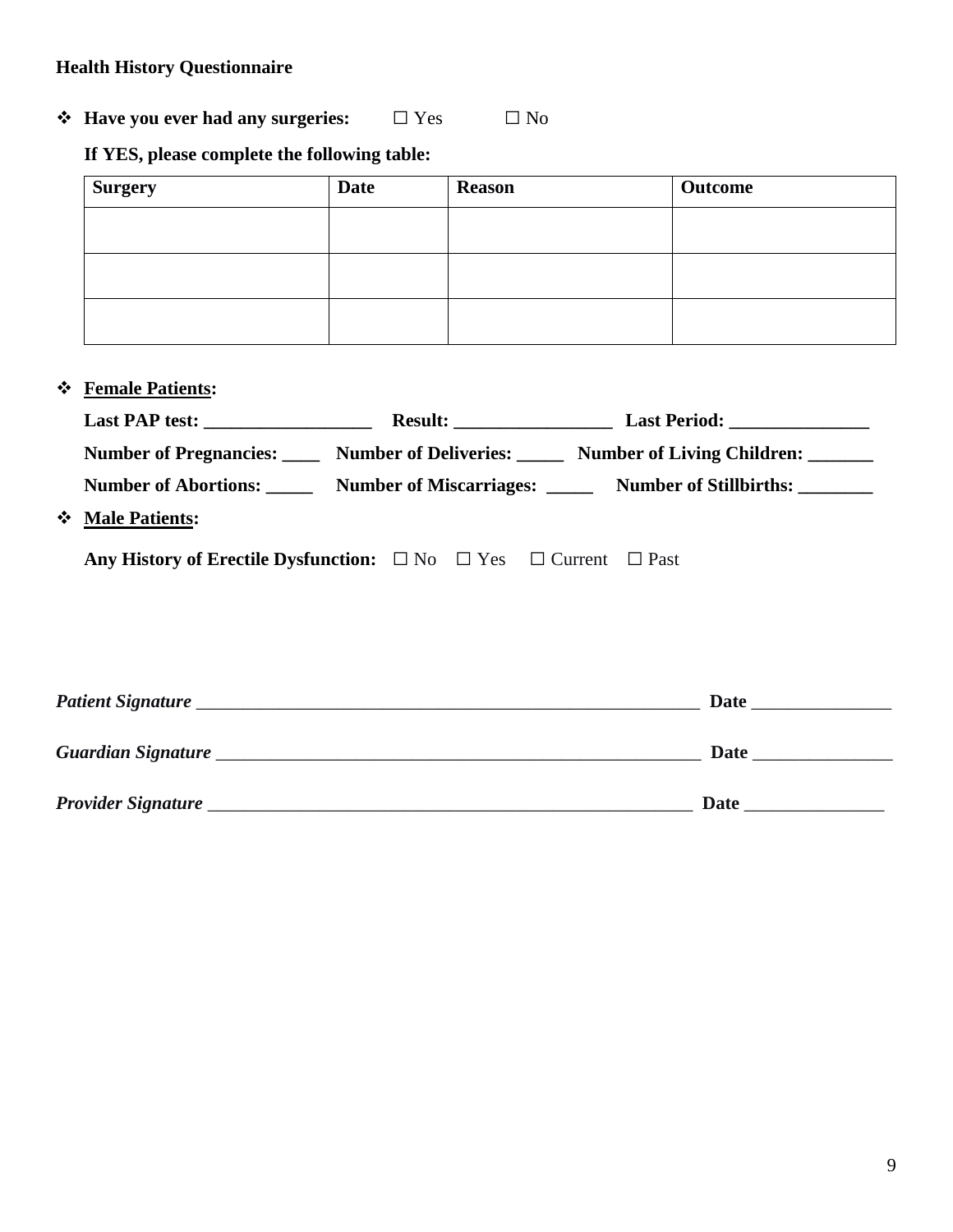**Health History Questionnaire**

- **Have you ever had any surgeries:** ☐ Yes ☐ No

  **If YES, please complete the following table:**

| Surgery | Date | Reason | Outcome |
|---|---|---|---|
| | | | |
| | | | |
| | | | |

- **Female Patients:**

  **Last PAP test: __________________ Result: _________________ Last Period: _______________**

  **Number of Pregnancies: ____ Number of Deliveries: _____ Number of Living Children: _______**

  **Number of Abortions: _____ Number of Miscarriages: _____ Number of Stillbirths: ________**

- **Male Patients:**

  **Any History of Erectile Dysfunction:** ☐ No ☐ Yes ☐ Current ☐ Past

***Patient Signature*** _________________________________________________________ **Date** _______________

***Guardian Signature*** _______________________________________________________ **Date** _______________

***Provider Signature*** ________________________________________________________ **Date** _______________